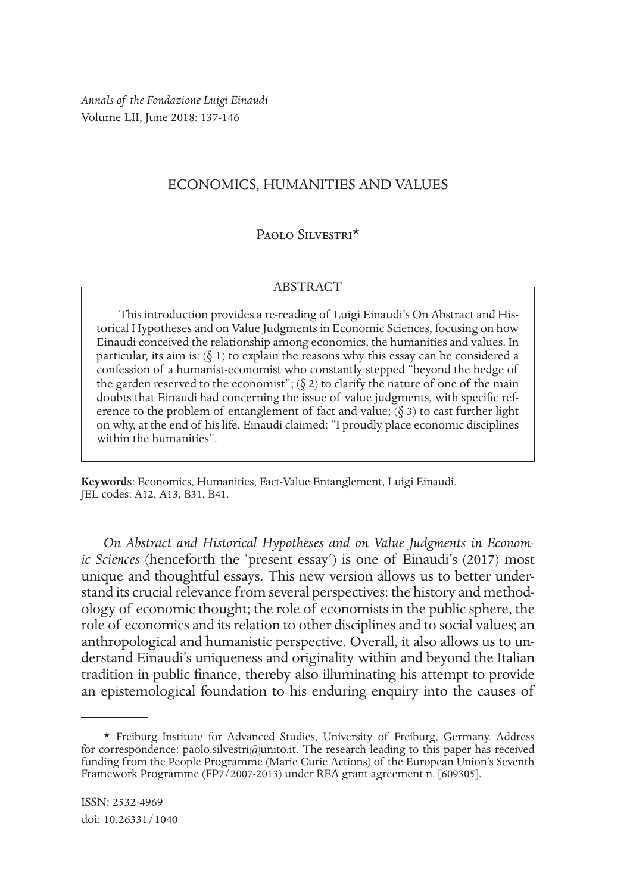*Annals of the Fondazione Luigi Einaudi*
Volume LII, June 2018: 137-146

# ECONOMICS, HUMANITIES AND VALUES

Paolo Silvestri*

## ABSTRACT

This introduction provides a re-reading of Luigi Einaudi's On Abstract and Historical Hypotheses and on Value Judgments in Economic Sciences, focusing on how Einaudi conceived the relationship among economics, the humanities and values. In particular, its aim is: (§ 1) to explain the reasons why this essay can be considered a confession of a humanist-economist who constantly stepped "beyond the hedge of the garden reserved to the economist"; (§ 2) to clarify the nature of one of the main doubts that Einaudi had concerning the issue of value judgments, with specific reference to the problem of entanglement of fact and value; (§ 3) to cast further light on why, at the end of his life, Einaudi claimed: "I proudly place economic disciplines within the humanities".

**Keywords**: Economics, Humanities, Fact-Value Entanglement, Luigi Einaudi.
JEL codes: A12, A13, B31, B41.

*On Abstract and Historical Hypotheses and on Value Judgments in Economic Sciences* (henceforth the 'present essay') is one of Einaudi's (2017) most unique and thoughtful essays. This new version allows us to better understand its crucial relevance from several perspectives: the history and methodology of economic thought; the role of economists in the public sphere, the role of economics and its relation to other disciplines and to social values; an anthropological and humanistic perspective. Overall, it also allows us to understand Einaudi's uniqueness and originality within and beyond the Italian tradition in public finance, thereby also illuminating his attempt to provide an epistemological foundation to his enduring enquiry into the causes of

* Freiburg Institute for Advanced Studies, University of Freiburg, Germany. Address for correspondence: paolo.silvestri@unito.it. The research leading to this paper has received funding from the People Programme (Marie Curie Actions) of the European Union's Seventh Framework Programme (FP7/2007-2013) under REA grant agreement n. [609305].

ISSN: 2532-4969
doi: 10.26331/1040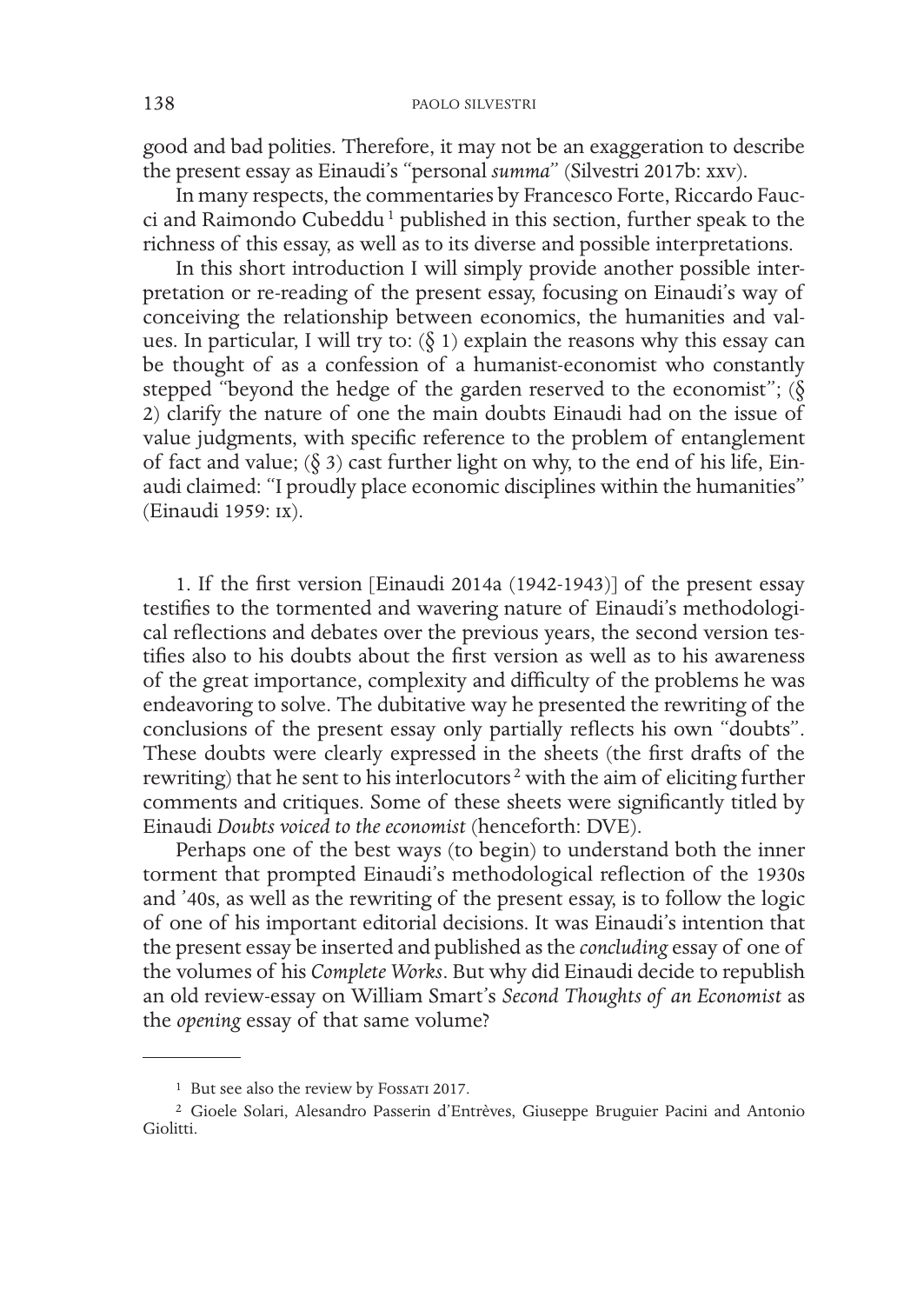good and bad polities. Therefore, it may not be an exaggeration to describe the present essay as Einaudi's "personal *summa*" (Silvestri 2017b: xxv).

In many respects, the commentaries by Francesco Forte, Riccardo Faucci and Raimondo Cubeddu [1] published in this section, further speak to the richness of this essay, as well as to its diverse and possible interpretations.

In this short introduction I will simply provide another possible interpretation or re-reading of the present essay, focusing on Einaudi's way of conceiving the relationship between economics, the humanities and values. In particular, I will try to: (§ 1) explain the reasons why this essay can be thought of as a confession of a humanist-economist who constantly stepped "beyond the hedge of the garden reserved to the economist"; (§ 2) clarify the nature of one the main doubts Einaudi had on the issue of value judgments, with specific reference to the problem of entanglement of fact and value; (§ 3) cast further light on why, to the end of his life, Einaudi claimed: "I proudly place economic disciplines within the humanities" (Einaudi 1959: IX).

1. If the first version [Einaudi 2014a (1942-1943)] of the present essay testifies to the tormented and wavering nature of Einaudi's methodological reflections and debates over the previous years, the second version testifies also to his doubts about the first version as well as to his awareness of the great importance, complexity and difficulty of the problems he was endeavoring to solve. The dubitative way he presented the rewriting of the conclusions of the present essay only partially reflects his own "doubts". These doubts were clearly expressed in the sheets (the first drafts of the rewriting) that he sent to his interlocutors [2] with the aim of eliciting further comments and critiques. Some of these sheets were significantly titled by Einaudi *Doubts voiced to the economist* (henceforth: DVE).

Perhaps one of the best ways (to begin) to understand both the inner torment that prompted Einaudi's methodological reflection of the 1930s and '40s, as well as the rewriting of the present essay, is to follow the logic of one of his important editorial decisions. It was Einaudi's intention that the present essay be inserted and published as the *concluding* essay of one of the volumes of his *Complete Works*. But why did Einaudi decide to republish an old review-essay on William Smart's *Second Thoughts of an Economist* as the *opening* essay of that same volume?

---

[1] But see also the review by Fossati 2017.

[2] Gioele Solari, Alesandro Passerin d'Entrèves, Giuseppe Bruguier Pacini and Antonio Giolitti.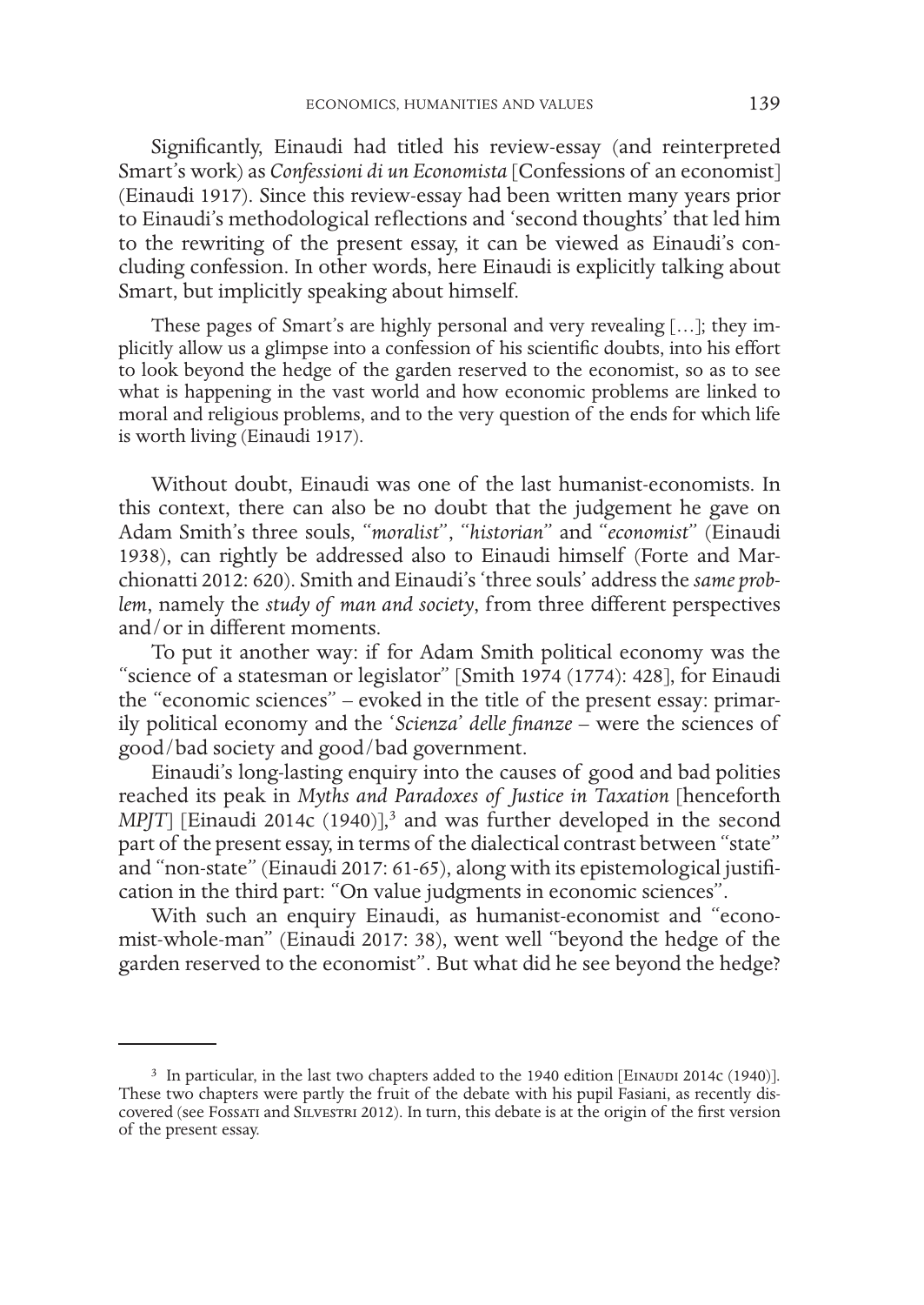Significantly, Einaudi had titled his review-essay (and reinterpreted Smart's work) as *Confessioni di un Economista* [Confessions of an economist] (Einaudi 1917). Since this review-essay had been written many years prior to Einaudi's methodological reflections and 'second thoughts' that led him to the rewriting of the present essay, it can be viewed as Einaudi's concluding confession. In other words, here Einaudi is explicitly talking about Smart, but implicitly speaking about himself.

> These pages of Smart's are highly personal and very revealing […]; they implicitly allow us a glimpse into a confession of his scientific doubts, into his effort to look beyond the hedge of the garden reserved to the economist, so as to see what is happening in the vast world and how economic problems are linked to moral and religious problems, and to the very question of the ends for which life is worth living (Einaudi 1917).

Without doubt, Einaudi was one of the last humanist-economists. In this context, there can also be no doubt that the judgement he gave on Adam Smith's three souls, *"moralist"*, *"historian"* and *"economist"* (Einaudi 1938), can rightly be addressed also to Einaudi himself (Forte and Marchionatti 2012: 620). Smith and Einaudi's 'three souls' address the *same problem*, namely the *study of man and society*, from three different perspectives and/or in different moments.

To put it another way: if for Adam Smith political economy was the "science of a statesman or legislator" [Smith 1974 (1774): 428], for Einaudi the "economic sciences" – evoked in the title of the present essay: primarily political economy and the '*Scienza' delle finanze* – were the sciences of good/bad society and good/bad government.

Einaudi's long-lasting enquiry into the causes of good and bad polities reached its peak in *Myths and Paradoxes of Justice in Taxation* [henceforth *MPJT*] [Einaudi 2014c (1940)],[3] and was further developed in the second part of the present essay, in terms of the dialectical contrast between "state" and "non-state" (Einaudi 2017: 61-65), along with its epistemological justification in the third part: "On value judgments in economic sciences".

With such an enquiry Einaudi, as humanist-economist and "economist-whole-man" (Einaudi 2017: 38), went well "beyond the hedge of the garden reserved to the economist". But what did he see beyond the hedge?

---

[3] In particular, in the last two chapters added to the 1940 edition [Einaudi 2014c (1940)]. These two chapters were partly the fruit of the debate with his pupil Fasiani, as recently discovered (see Fossati and Silvestri 2012). In turn, this debate is at the origin of the first version of the present essay.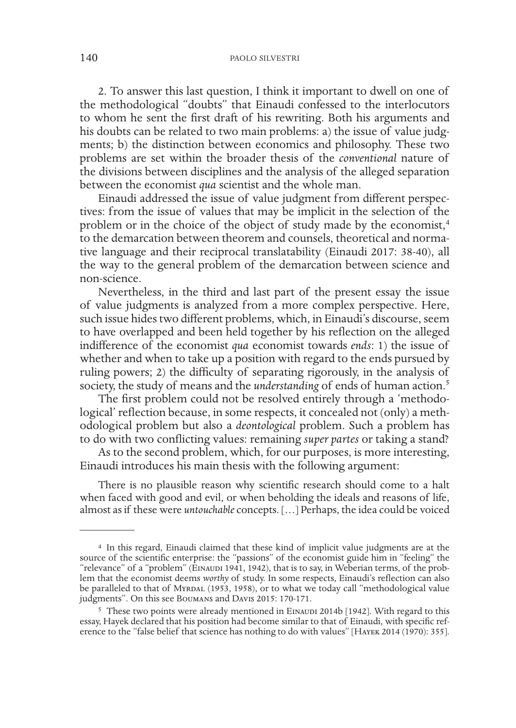2. To answer this last question, I think it important to dwell on one of the methodological "doubts" that Einaudi confessed to the interlocutors to whom he sent the first draft of his rewriting. Both his arguments and his doubts can be related to two main problems: a) the issue of value judgments; b) the distinction between economics and philosophy. These two problems are set within the broader thesis of the *conventional* nature of the divisions between disciplines and the analysis of the alleged separation between the economist *qua* scientist and the whole man.

Einaudi addressed the issue of value judgment from different perspectives: from the issue of values that may be implicit in the selection of the problem or in the choice of the object of study made by the economist,[4] to the demarcation between theorem and counsels, theoretical and normative language and their reciprocal translatability (Einaudi 2017: 38-40), all the way to the general problem of the demarcation between science and non-science.

Nevertheless, in the third and last part of the present essay the issue of value judgments is analyzed from a more complex perspective. Here, such issue hides two different problems, which, in Einaudi's discourse, seem to have overlapped and been held together by his reflection on the alleged indifference of the economist *qua* economist towards *ends*: 1) the issue of whether and when to take up a position with regard to the ends pursued by ruling powers; 2) the difficulty of separating rigorously, in the analysis of society, the study of means and the *understanding* of ends of human action.[5]

The first problem could not be resolved entirely through a 'methodological' reflection because, in some respects, it concealed not (only) a methodological problem but also a *deontological* problem. Such a problem has to do with two conflicting values: remaining *super partes* or taking a stand?

As to the second problem, which, for our purposes, is more interesting, Einaudi introduces his main thesis with the following argument:

> There is no plausible reason why scientific research should come to a halt when faced with good and evil, or when beholding the ideals and reasons of life, almost as if these were *untouchable* concepts. […] Perhaps, the idea could be voiced

---

[4] In this regard, Einaudi claimed that these kind of implicit value judgments are at the source of the scientific enterprise: the "passions" of the economist guide him in "feeling" the "relevance" of a "problem" (Einaudi 1941, 1942), that is to say, in Weberian terms, of the problem that the economist deems *worthy* of study. In some respects, Einaudi's reflection can also be paralleled to that of Myrdal (1953, 1958), or to what we today call "methodological value judgments". On this see Boumans and Davis 2015: 170-171.

[5] These two points were already mentioned in Einaudi 2014b [1942]. With regard to this essay, Hayek declared that his position had become similar to that of Einaudi, with specific reference to the "false belief that science has nothing to do with values" [Hayek 2014 (1970): 355].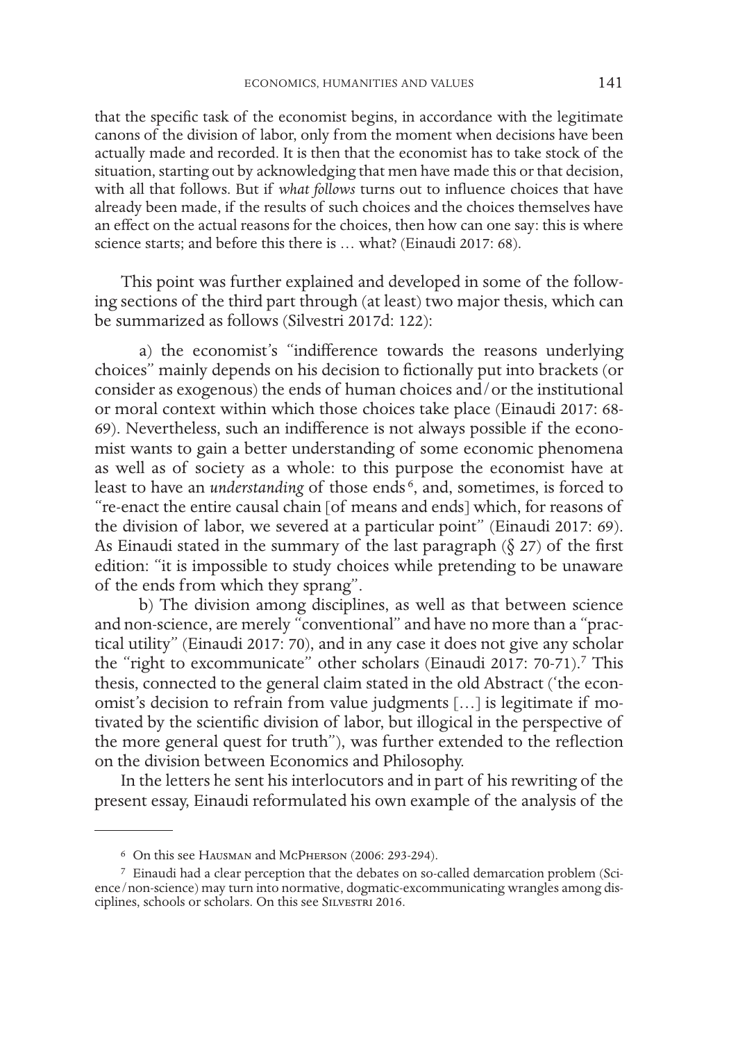that the specific task of the economist begins, in accordance with the legitimate canons of the division of labor, only from the moment when decisions have been actually made and recorded. It is then that the economist has to take stock of the situation, starting out by acknowledging that men have made this or that decision, with all that follows. But if *what follows* turns out to influence choices that have already been made, if the results of such choices and the choices themselves have an effect on the actual reasons for the choices, then how can one say: this is where science starts; and before this there is … what? (Einaudi 2017: 68).

This point was further explained and developed in some of the following sections of the third part through (at least) two major thesis, which can be summarized as follows (Silvestri 2017d: 122):

a) the economist's "indifference towards the reasons underlying choices" mainly depends on his decision to fictionally put into brackets (or consider as exogenous) the ends of human choices and/or the institutional or moral context within which those choices take place (Einaudi 2017: 68-69). Nevertheless, such an indifference is not always possible if the economist wants to gain a better understanding of some economic phenomena as well as of society as a whole: to this purpose the economist have at least to have an *understanding* of those ends [6], and, sometimes, is forced to "re-enact the entire causal chain [of means and ends] which, for reasons of the division of labor, we severed at a particular point" (Einaudi 2017: 69). As Einaudi stated in the summary of the last paragraph (§ 27) of the first edition: "it is impossible to study choices while pretending to be unaware of the ends from which they sprang".

b) The division among disciplines, as well as that between science and non-science, are merely "conventional" and have no more than a "practical utility" (Einaudi 2017: 70), and in any case it does not give any scholar the "right to excommunicate" other scholars (Einaudi 2017: 70-71).[7] This thesis, connected to the general claim stated in the old Abstract ('the economist's decision to refrain from value judgments […] is legitimate if motivated by the scientific division of labor, but illogical in the perspective of the more general quest for truth"), was further extended to the reflection on the division between Economics and Philosophy.

In the letters he sent his interlocutors and in part of his rewriting of the present essay, Einaudi reformulated his own example of the analysis of the

---

[6] On this see Hausman and McPherson (2006: 293-294).

[7] Einaudi had a clear perception that the debates on so-called demarcation problem (Science/non-science) may turn into normative, dogmatic-excommunicating wrangles among disciplines, schools or scholars. On this see Silvestri 2016.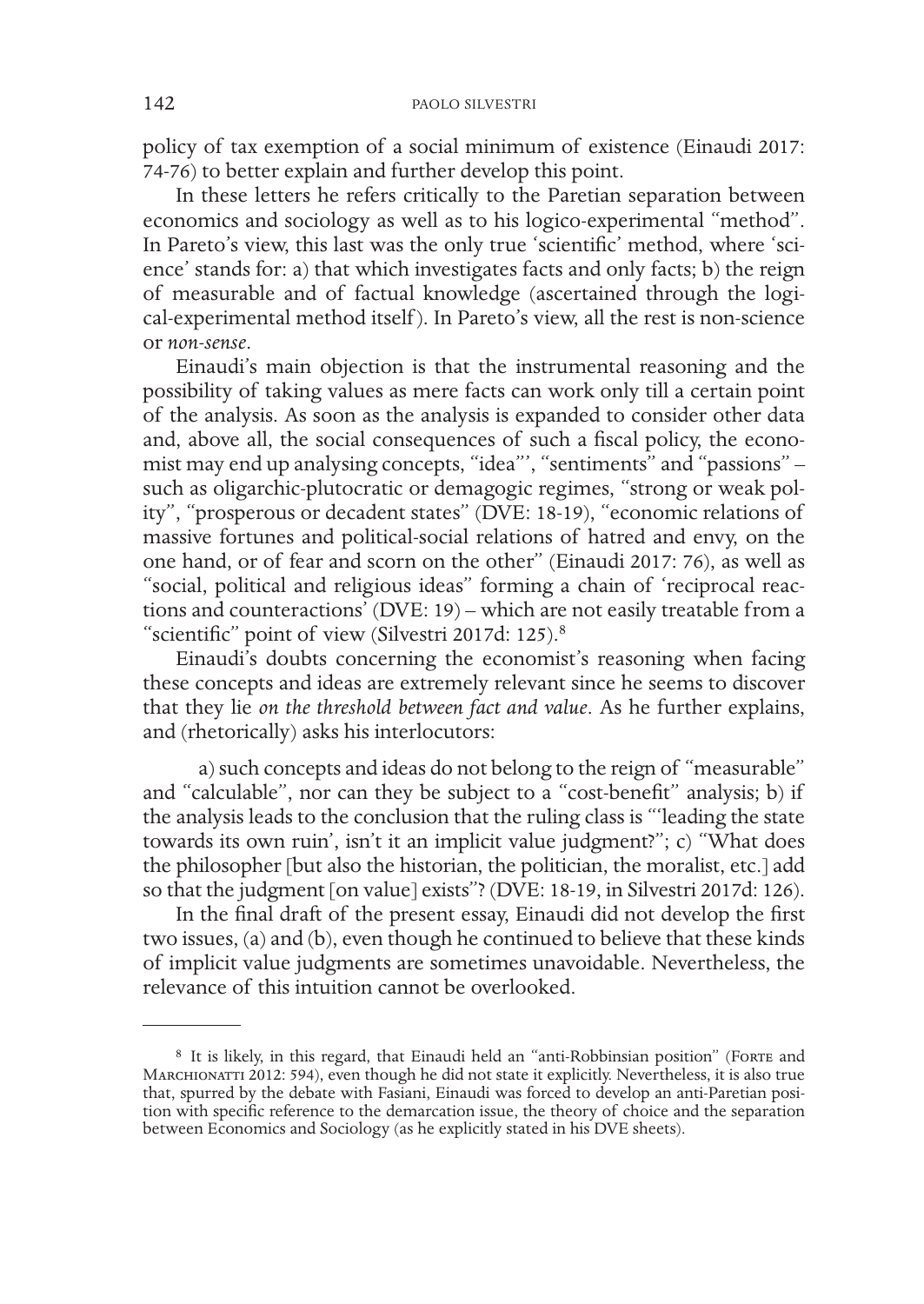policy of tax exemption of a social minimum of existence (Einaudi 2017: 74-76) to better explain and further develop this point.

In these letters he refers critically to the Paretian separation between economics and sociology as well as to his logico-experimental "method". In Pareto's view, this last was the only true 'scientific' method, where 'science' stands for: a) that which investigates facts and only facts; b) the reign of measurable and of factual knowledge (ascertained through the logical-experimental method itself). In Pareto's view, all the rest is non-science or *non-sense*.

Einaudi's main objection is that the instrumental reasoning and the possibility of taking values as mere facts can work only till a certain point of the analysis. As soon as the analysis is expanded to consider other data and, above all, the social consequences of such a fiscal policy, the economist may end up analysing concepts, "idea"', "sentiments" and "passions" – such as oligarchic-plutocratic or demagogic regimes, "strong or weak polity", "prosperous or decadent states" (DVE: 18-19), "economic relations of massive fortunes and political-social relations of hatred and envy, on the one hand, or of fear and scorn on the other" (Einaudi 2017: 76), as well as "social, political and religious ideas" forming a chain of 'reciprocal reactions and counteractions' (DVE: 19) – which are not easily treatable from a "scientific" point of view (Silvestri 2017d: 125).[8]

Einaudi's doubts concerning the economist's reasoning when facing these concepts and ideas are extremely relevant since he seems to discover that they lie *on the threshold between fact and value*. As he further explains, and (rhetorically) asks his interlocutors:

> a) such concepts and ideas do not belong to the reign of "measurable" and "calculable", nor can they be subject to a "cost-benefit" analysis; b) if the analysis leads to the conclusion that the ruling class is "'leading the state towards its own ruin', isn't it an implicit value judgment?"; c) "What does the philosopher [but also the historian, the politician, the moralist, etc.] add so that the judgment [on value] exists"? (DVE: 18-19, in Silvestri 2017d: 126).

In the final draft of the present essay, Einaudi did not develop the first two issues, (a) and (b), even though he continued to believe that these kinds of implicit value judgments are sometimes unavoidable. Nevertheless, the relevance of this intuition cannot be overlooked.

---

[8] It is likely, in this regard, that Einaudi held an "anti-Robbinsian position" (Forte and Marchionatti 2012: 594), even though he did not state it explicitly. Nevertheless, it is also true that, spurred by the debate with Fasiani, Einaudi was forced to develop an anti-Paretian position with specific reference to the demarcation issue, the theory of choice and the separation between Economics and Sociology (as he explicitly stated in his DVE sheets).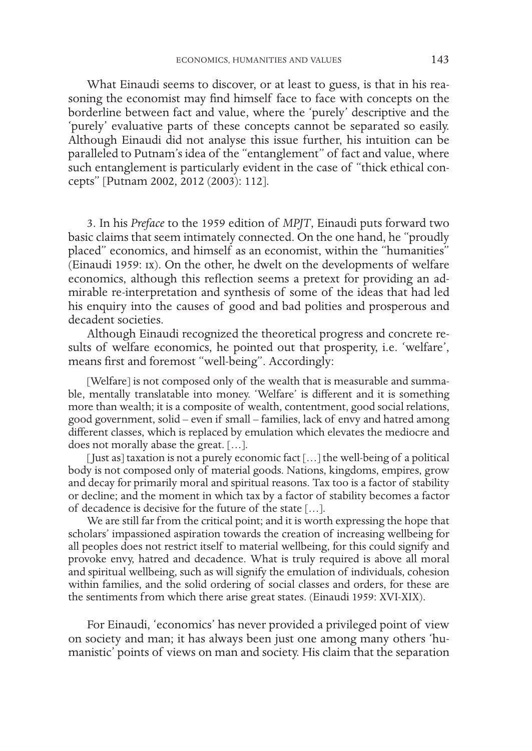What Einaudi seems to discover, or at least to guess, is that in his reasoning the economist may find himself face to face with concepts on the borderline between fact and value, where the 'purely' descriptive and the 'purely' evaluative parts of these concepts cannot be separated so easily. Although Einaudi did not analyse this issue further, his intuition can be paralleled to Putnam's idea of the "entanglement" of fact and value, where such entanglement is particularly evident in the case of "thick ethical concepts" [Putnam 2002, 2012 (2003): 112].

3. In his *Preface* to the 1959 edition of *MPJT*, Einaudi puts forward two basic claims that seem intimately connected. On the one hand, he "proudly placed" economics, and himself as an economist, within the "humanities" (Einaudi 1959: IX). On the other, he dwelt on the developments of welfare economics, although this reflection seems a pretext for providing an admirable re-interpretation and synthesis of some of the ideas that had led his enquiry into the causes of good and bad polities and prosperous and decadent societies.

Although Einaudi recognized the theoretical progress and concrete results of welfare economics, he pointed out that prosperity, i.e. 'welfare', means first and foremost "well-being". Accordingly:

> [Welfare] is not composed only of the wealth that is measurable and summable, mentally translatable into money. 'Welfare' is different and it is something more than wealth; it is a composite of wealth, contentment, good social relations, good government, solid – even if small – families, lack of envy and hatred among different classes, which is replaced by emulation which elevates the mediocre and does not morally abase the great. […].
>
> [Just as] taxation is not a purely economic fact […] the well-being of a political body is not composed only of material goods. Nations, kingdoms, empires, grow and decay for primarily moral and spiritual reasons. Tax too is a factor of stability or decline; and the moment in which tax by a factor of stability becomes a factor of decadence is decisive for the future of the state […].
>
> We are still far from the critical point; and it is worth expressing the hope that scholars' impassioned aspiration towards the creation of increasing wellbeing for all peoples does not restrict itself to material wellbeing, for this could signify and provoke envy, hatred and decadence. What is truly required is above all moral and spiritual wellbeing, such as will signify the emulation of individuals, cohesion within families, and the solid ordering of social classes and orders, for these are the sentiments from which there arise great states. (Einaudi 1959: XVI-XIX).

For Einaudi, 'economics' has never provided a privileged point of view on society and man; it has always been just one among many others 'humanistic' points of views on man and society. His claim that the separation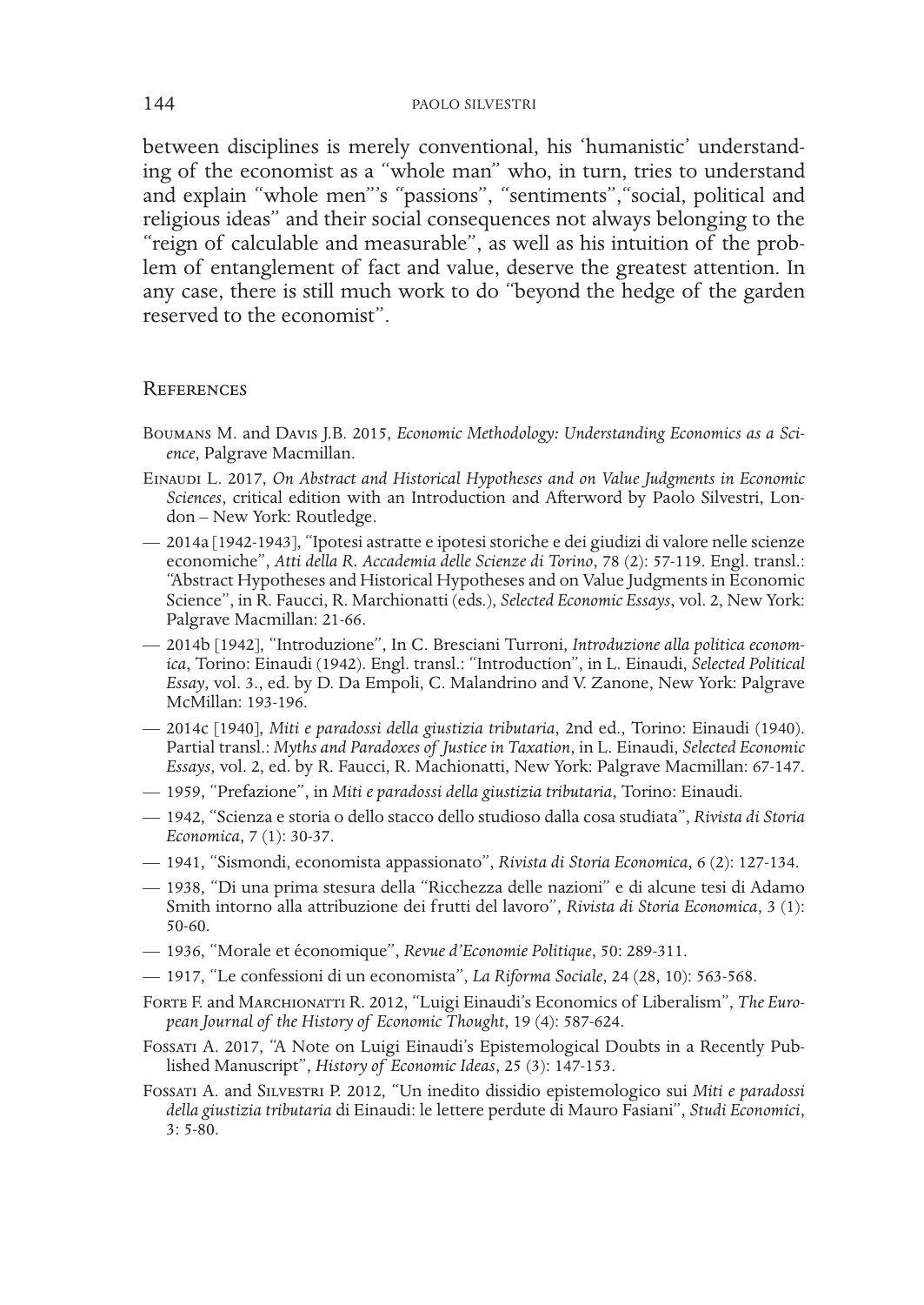between disciplines is merely conventional, his 'humanistic' understanding of the economist as a "whole man" who, in turn, tries to understand and explain "whole men"'s "passions", "sentiments","social, political and religious ideas" and their social consequences not always belonging to the "reign of calculable and measurable", as well as his intuition of the problem of entanglement of fact and value, deserve the greatest attention. In any case, there is still much work to do "beyond the hedge of the garden reserved to the economist".

## References

Boumans M. and Davis J.B. 2015, *Economic Methodology: Understanding Economics as a Science*, Palgrave Macmillan.

Einaudi L. 2017, *On Abstract and Historical Hypotheses and on Value Judgments in Economic Sciences*, critical edition with an Introduction and Afterword by Paolo Silvestri, London – New York: Routledge.

— 2014a [1942-1943], "Ipotesi astratte e ipotesi storiche e dei giudizi di valore nelle scienze economiche", *Atti della R. Accademia delle Scienze di Torino*, 78 (2): 57-119. Engl. transl.: "Abstract Hypotheses and Historical Hypotheses and on Value Judgments in Economic Science", in R. Faucci, R. Marchionatti (eds.), *Selected Economic Essays*, vol. 2, New York: Palgrave Macmillan: 21-66.

— 2014b [1942], "Introduzione", In C. Bresciani Turroni, *Introduzione alla politica economica*, Torino: Einaudi (1942). Engl. transl.: "Introduction", in L. Einaudi, *Selected Political Essay*, vol. 3., ed. by D. Da Empoli, C. Malandrino and V. Zanone, New York: Palgrave McMillan: 193-196.

— 2014c [1940], *Miti e paradossi della giustizia tributaria*, 2nd ed., Torino: Einaudi (1940). Partial transl.: *Myths and Paradoxes of Justice in Taxation*, in L. Einaudi, *Selected Economic Essays*, vol. 2, ed. by R. Faucci, R. Machionatti, New York: Palgrave Macmillan: 67-147.

— 1959, "Prefazione", in *Miti e paradossi della giustizia tributaria*, Torino: Einaudi.

— 1942, "Scienza e storia o dello stacco dello studioso dalla cosa studiata", *Rivista di Storia Economica*, 7 (1): 30-37.

— 1941, "Sismondi, economista appassionato", *Rivista di Storia Economica*, 6 (2): 127-134.

— 1938, "Di una prima stesura della "Ricchezza delle nazioni" e di alcune tesi di Adamo Smith intorno alla attribuzione dei frutti del lavoro", *Rivista di Storia Economica*, 3 (1): 50-60.

— 1936, "Morale et économique", *Revue d'Economie Politique*, 50: 289-311.

— 1917, "Le confessioni di un economista", *La Riforma Sociale*, 24 (28, 10): 563-568.

Forte F. and Marchionatti R. 2012, "Luigi Einaudi's Economics of Liberalism", *The European Journal of the History of Economic Thought*, 19 (4): 587-624.

Fossati A. 2017, "A Note on Luigi Einaudi's Epistemological Doubts in a Recently Published Manuscript", *History of Economic Ideas*, 25 (3): 147-153.

Fossati A. and Silvestri P. 2012, "Un inedito dissidio epistemologico sui *Miti e paradossi della giustizia tributaria* di Einaudi: le lettere perdute di Mauro Fasiani", *Studi Economici*, 3: 5-80.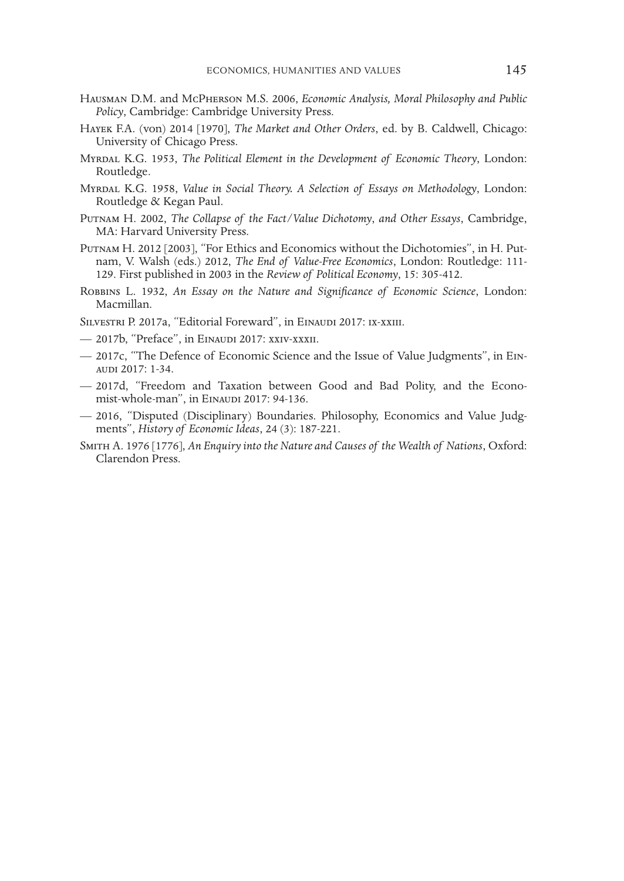Hausman D.M. and McPherson M.S. 2006, *Economic Analysis, Moral Philosophy and Public Policy*, Cambridge: Cambridge University Press.

Hayek F.A. (von) 2014 [1970], *The Market and Other Orders*, ed. by B. Caldwell, Chicago: University of Chicago Press.

Myrdal K.G. 1953, *The Political Element in the Development of Economic Theory*, London: Routledge.

Myrdal K.G. 1958, *Value in Social Theory. A Selection of Essays on Methodology*, London: Routledge & Kegan Paul.

Putnam H. 2002, *The Collapse of the Fact/Value Dichotomy, and Other Essays*, Cambridge, MA: Harvard University Press.

Putnam H. 2012 [2003], "For Ethics and Economics without the Dichotomies", in H. Putnam, V. Walsh (eds.) 2012, *The End of Value-Free Economics*, London: Routledge: 111-129. First published in 2003 in the *Review of Political Economy*, 15: 305-412.

Robbins L. 1932, *An Essay on the Nature and Significance of Economic Science*, London: Macmillan.

Silvestri P. 2017a, "Editorial Foreward", in Einaudi 2017: ix-xxiii.

— 2017b, "Preface", in Einaudi 2017: xxiv-xxxii.

— 2017c, "The Defence of Economic Science and the Issue of Value Judgments", in Einaudi 2017: 1-34.

— 2017d, "Freedom and Taxation between Good and Bad Polity, and the Economist-whole-man", in Einaudi 2017: 94-136.

— 2016, "Disputed (Disciplinary) Boundaries. Philosophy, Economics and Value Judgments", *History of Economic Ideas*, 24 (3): 187-221.

Smith A. 1976 [1776], *An Enquiry into the Nature and Causes of the Wealth of Nations*, Oxford: Clarendon Press.